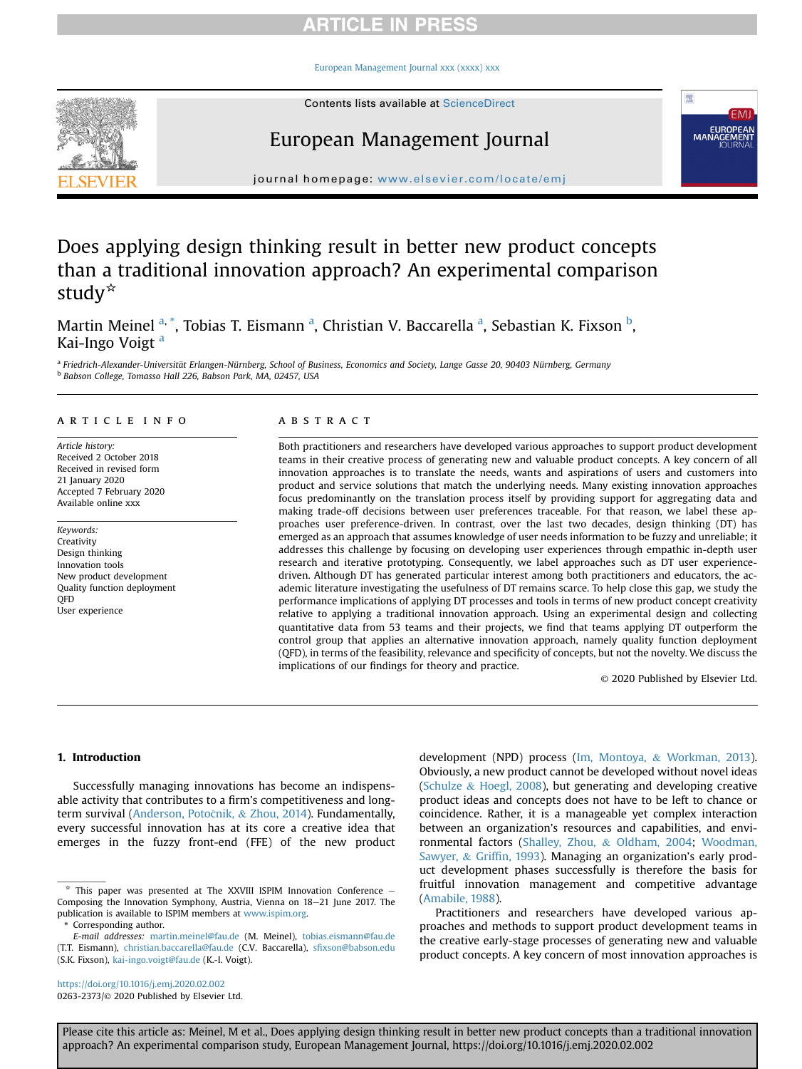# Does applying design thinking result in better new product concepts than a traditional innovation approach? An experimental comparison study☆

Martin Meinel [a,*], Tobias T. Eismann [a], Christian V. Baccarella [a], Sebastian K. Fixson [b], Kai-Ingo Voigt [a]

[a] Friedrich-Alexander-Universität Erlangen-Nürnberg, School of Business, Economics and Society, Lange Gasse 20, 90403 Nürnberg, Germany

[b] Babson College, Tomasso Hall 226, Babson Park, MA, 02457, USA

## ARTICLE INFO

*Article history:*
Received 2 October 2018
Received in revised form 21 January 2020
Accepted 7 February 2020
Available online xxx

*Keywords:*
Creativity
Design thinking
Innovation tools
New product development
Quality function deployment
QFD
User experience

## ABSTRACT

Both practitioners and researchers have developed various approaches to support product development teams in their creative process of generating new and valuable product concepts. A key concern of all innovation approaches is to translate the needs, wants and aspirations of users and customers into product and service solutions that match the underlying needs. Many existing innovation approaches focus predominantly on the translation process itself by providing support for aggregating data and making trade-off decisions between user preferences traceable. For that reason, we label these approaches user preference-driven. In contrast, over the last two decades, design thinking (DT) has emerged as an approach that assumes knowledge of user needs information to be fuzzy and unreliable; it addresses this challenge by focusing on developing user experiences through empathic in-depth user research and iterative prototyping. Consequently, we label approaches such as DT user experience-driven. Although DT has generated particular interest among both practitioners and educators, the academic literature investigating the usefulness of DT remains scarce. To help close this gap, we study the performance implications of applying DT processes and tools in terms of new product concept creativity relative to applying a traditional innovation approach. Using an experimental design and collecting quantitative data from 53 teams and their projects, we find that teams applying DT outperform the control group that applies an alternative innovation approach, namely quality function deployment (QFD), in terms of the feasibility, relevance and specificity of concepts, but not the novelty. We discuss the implications of our findings for theory and practice.

© 2020 Published by Elsevier Ltd.

## 1. Introduction

Successfully managing innovations has become an indispensable activity that contributes to a firm's competitiveness and long-term survival (Anderson, Potočnik, & Zhou, 2014). Fundamentally, every successful innovation has at its core a creative idea that emerges in the fuzzy front-end (FFE) of the new product development (NPD) process (Im, Montoya, & Workman, 2013). Obviously, a new product cannot be developed without novel ideas (Schulze & Hoegl, 2008), but generating and developing creative product ideas and concepts does not have to be left to chance or coincidence. Rather, it is a manageable yet complex interaction between an organization's resources and capabilities, and environmental factors (Shalley, Zhou, & Oldham, 2004; Woodman, Sawyer, & Griffin, 1993). Managing an organization's early product development phases successfully is therefore the basis for fruitful innovation management and competitive advantage (Amabile, 1988).

Practitioners and researchers have developed various approaches and methods to support product development teams in the creative early-stage processes of generating new and valuable product concepts. A key concern of most innovation approaches is

---

☆ This paper was presented at The XXVIII ISPIM Innovation Conference – Composing the Innovation Symphony, Austria, Vienna on 18–21 June 2017. The publication is available to ISPIM members at www.ispim.org.

\* Corresponding author.

*E-mail addresses:* martin.meinel@fau.de (M. Meinel), tobias.eismann@fau.de (T.T. Eismann), christian.baccarella@fau.de (C.V. Baccarella), sfixson@babson.edu (S.K. Fixson), kai-ingo.voigt@fau.de (K.-I. Voigt).

https://doi.org/10.1016/j.emj.2020.02.002
0263-2373/© 2020 Published by Elsevier Ltd.

Please cite this article as: Meinel, M et al., Does applying design thinking result in better new product concepts than a traditional innovation approach? An experimental comparison study, European Management Journal, https://doi.org/10.1016/j.emj.2020.02.002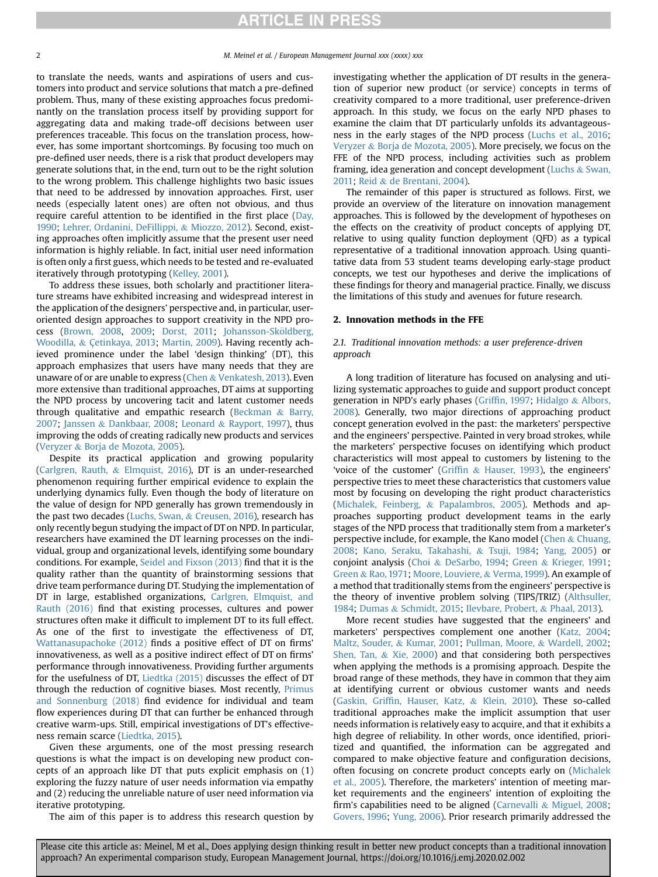to translate the needs, wants and aspirations of users and customers into product and service solutions that match a pre-defined problem. Thus, many of these existing approaches focus predominantly on the translation process itself by providing support for aggregating data and making trade-off decisions between user preferences traceable. This focus on the translation process, however, has some important shortcomings. By focusing too much on pre-defined user needs, there is a risk that product developers may generate solutions that, in the end, turn out to be the right solution to the wrong problem. This challenge highlights two basic issues that need to be addressed by innovation approaches. First, user needs (especially latent ones) are often not obvious, and thus require careful attention to be identified in the first place (Day, 1990; Lehrer, Ordanini, DeFillippi, & Miozzo, 2012). Second, existing approaches often implicitly assume that the present user need information is highly reliable. In fact, initial user need information is often only a first guess, which needs to be tested and re-evaluated iteratively through prototyping (Kelley, 2001).

To address these issues, both scholarly and practitioner literature streams have exhibited increasing and widespread interest in the application of the designers' perspective and, in particular, user-oriented design approaches to support creativity in the NPD process (Brown, 2008, 2009; Dorst, 2011; Johansson-Sköldberg, Woodilla, & Çetinkaya, 2013; Martin, 2009). Having recently achieved prominence under the label 'design thinking' (DT), this approach emphasizes that users have many needs that they are unaware of or are unable to express (Chen & Venkatesh, 2013). Even more extensive than traditional approaches, DT aims at supporting the NPD process by uncovering tacit and latent customer needs through qualitative and empathic research (Beckman & Barry, 2007; Janssen & Dankbaar, 2008; Leonard & Rayport, 1997), thus improving the odds of creating radically new products and services (Veryzer & Borja de Mozota, 2005).

Despite its practical application and growing popularity (Carlgren, Rauth, & Elmquist, 2016), DT is an under-researched phenomenon requiring further empirical evidence to explain the underlying dynamics fully. Even though the body of literature on the value of design for NPD generally has grown tremendously in the past two decades (Luchs, Swan, & Creusen, 2016), research has only recently begun studying the impact of DT on NPD. In particular, researchers have examined the DT learning processes on the individual, group and organizational levels, identifying some boundary conditions. For example, Seidel and Fixson (2013) find that it is the quality rather than the quantity of brainstorming sessions that drive team performance during DT. Studying the implementation of DT in large, established organizations, Carlgren, Elmquist, and Rauth (2016) find that existing processes, cultures and power structures often make it difficult to implement DT to its full effect. As one of the first to investigate the effectiveness of DT, Wattanasupachoke (2012) finds a positive effect of DT on firms' innovativeness, as well as a positive indirect effect of DT on firms' performance through innovativeness. Providing further arguments for the usefulness of DT, Liedtka (2015) discusses the effect of DT through the reduction of cognitive biases. Most recently, Primus and Sonnenburg (2018) find evidence for individual and team flow experiences during DT that can further be enhanced through creative warm-ups. Still, empirical investigations of DT's effectiveness remain scarce (Liedtka, 2015).

Given these arguments, one of the most pressing research questions is what the impact is on developing new product concepts of an approach like DT that puts explicit emphasis on (1) exploring the fuzzy nature of user needs information via empathy and (2) reducing the unreliable nature of user need information via iterative prototyping.

The aim of this paper is to address this research question by investigating whether the application of DT results in the generation of superior new product (or service) concepts in terms of creativity compared to a more traditional, user preference-driven approach. In this study, we focus on the early NPD phases to examine the claim that DT particularly unfolds its advantageousness in the early stages of the NPD process (Luchs et al., 2016; Veryzer & Borja de Mozota, 2005). More precisely, we focus on the FFE of the NPD process, including activities such as problem framing, idea generation and concept development (Luchs & Swan, 2011; Reid & de Brentani, 2004).

The remainder of this paper is structured as follows. First, we provide an overview of the literature on innovation management approaches. This is followed by the development of hypotheses on the effects on the creativity of product concepts of applying DT, relative to using quality function deployment (QFD) as a typical representative of a traditional innovation approach. Using quantitative data from 53 student teams developing early-stage product concepts, we test our hypotheses and derive the implications of these findings for theory and managerial practice. Finally, we discuss the limitations of this study and avenues for future research.

## 2. Innovation methods in the FFE

### 2.1. Traditional innovation methods: a user preference-driven approach

A long tradition of literature has focused on analysing and utilizing systematic approaches to guide and support product concept generation in NPD's early phases (Griffin, 1997; Hidalgo & Albors, 2008). Generally, two major directions of approaching product concept generation evolved in the past: the marketers' perspective and the engineers' perspective. Painted in very broad strokes, while the marketers' perspective focuses on identifying which product characteristics will most appeal to customers by listening to the 'voice of the customer' (Griffin & Hauser, 1993), the engineers' perspective tries to meet these characteristics that customers value most by focusing on developing the right product characteristics (Michalek, Feinberg, & Papalambros, 2005). Methods and approaches supporting product development teams in the early stages of the NPD process that traditionally stem from a marketer's perspective include, for example, the Kano model (Chen & Chuang, 2008; Kano, Seraku, Takahashi, & Tsuji, 1984; Yang, 2005) or conjoint analysis (Choi & DeSarbo, 1994; Green & Krieger, 1991; Green & Rao, 1971; Moore, Louviere, & Verma, 1999). An example of a method that traditionally stems from the engineers' perspective is the theory of inventive problem solving (TIPS/TRIZ) (Althsuller, 1984; Dumas & Schmidt, 2015; Ilevbare, Probert, & Phaal, 2013).

More recent studies have suggested that the engineers' and marketers' perspectives complement one another (Katz, 2004; Maltz, Souder, & Kumar, 2001; Pullman, Moore, & Wardell, 2002; Shen, Tan, & Xie, 2000) and that considering both perspectives when applying the methods is a promising approach. Despite the broad range of these methods, they have in common that they aim at identifying current or obvious customer wants and needs (Gaskin, Griffin, Hauser, Katz, & Klein, 2010). These so-called traditional approaches make the implicit assumption that user needs information is relatively easy to acquire, and that it exhibits a high degree of reliability. In other words, once identified, prioritized and quantified, the information can be aggregated and compared to make objective feature and configuration decisions, often focusing on concrete product concepts early on (Michalek et al., 2005). Therefore, the marketers' intention of meeting market requirements and the engineers' intention of exploiting the firm's capabilities need to be aligned (Carnevalli & Miguel, 2008; Govers, 1996; Yung, 2006). Prior research primarily addressed the

Please cite this article as: Meinel, M et al., Does applying design thinking result in better new product concepts than a traditional innovation approach? An experimental comparison study, European Management Journal, https://doi.org/10.1016/j.emj.2020.02.002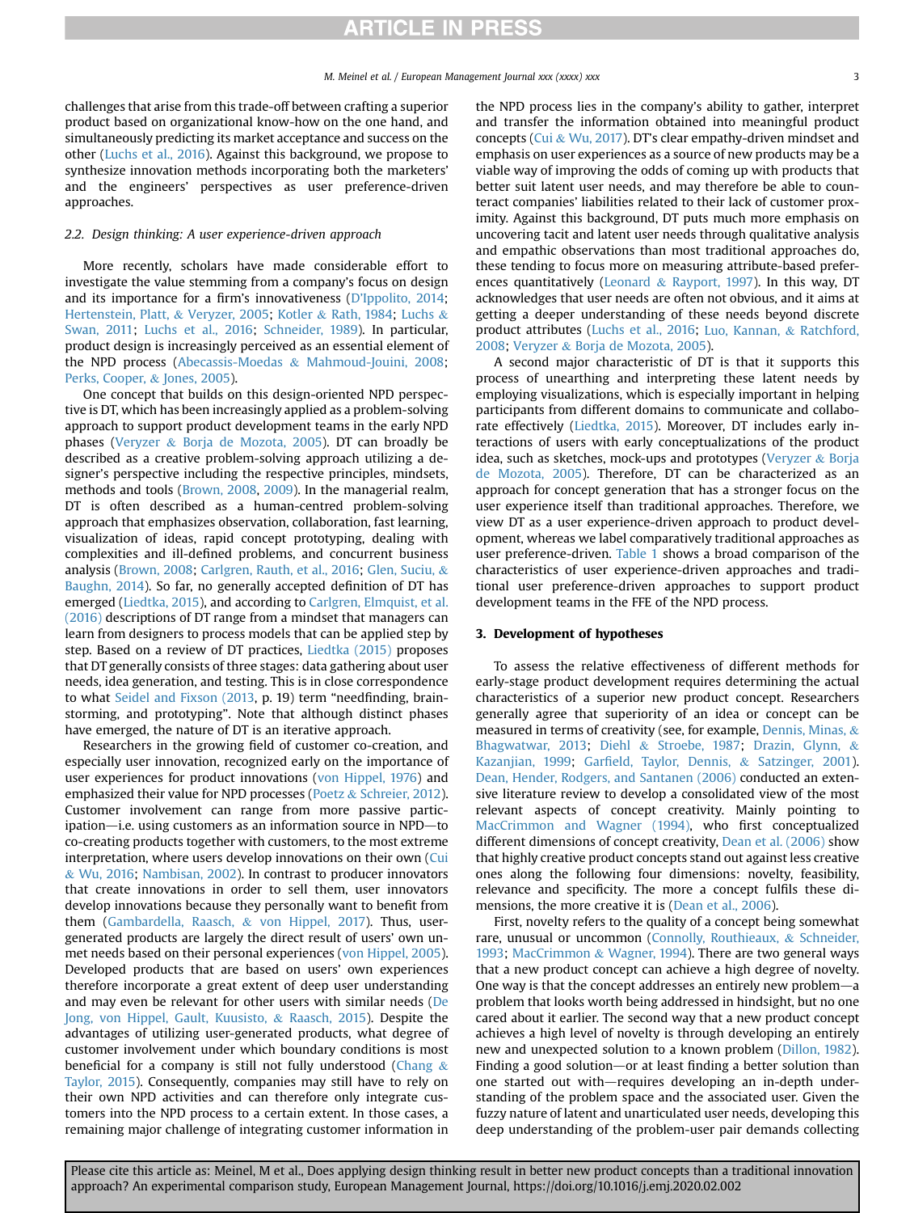challenges that arise from this trade-off between crafting a superior product based on organizational know-how on the one hand, and simultaneously predicting its market acceptance and success on the other (Luchs et al., 2016). Against this background, we propose to synthesize innovation methods incorporating both the marketers' and the engineers' perspectives as user preference-driven approaches.

### 2.2. Design thinking: A user experience-driven approach

More recently, scholars have made considerable effort to investigate the value stemming from a company's focus on design and its importance for a firm's innovativeness (D'Ippolito, 2014; Hertenstein, Platt, & Veryzer, 2005; Kotler & Rath, 1984; Luchs & Swan, 2011; Luchs et al., 2016; Schneider, 1989). In particular, product design is increasingly perceived as an essential element of the NPD process (Abecassis-Moedas & Mahmoud-Jouini, 2008; Perks, Cooper, & Jones, 2005).

One concept that builds on this design-oriented NPD perspective is DT, which has been increasingly applied as a problem-solving approach to support product development teams in the early NPD phases (Veryzer & Borja de Mozota, 2005). DT can broadly be described as a creative problem-solving approach utilizing a designer's perspective including the respective principles, mindsets, methods and tools (Brown, 2008, 2009). In the managerial realm, DT is often described as a human-centred problem-solving approach that emphasizes observation, collaboration, fast learning, visualization of ideas, rapid concept prototyping, dealing with complexities and ill-defined problems, and concurrent business analysis (Brown, 2008; Carlgren, Rauth, et al., 2016; Glen, Suciu, & Baughn, 2014). So far, no generally accepted definition of DT has emerged (Liedtka, 2015), and according to Carlgren, Elmquist, et al. (2016) descriptions of DT range from a mindset that managers can learn from designers to process models that can be applied step by step. Based on a review of DT practices, Liedtka (2015) proposes that DT generally consists of three stages: data gathering about user needs, idea generation, and testing. This is in close correspondence to what Seidel and Fixson (2013, p. 19) term "needfinding, brainstorming, and prototyping". Note that although distinct phases have emerged, the nature of DT is an iterative approach.

Researchers in the growing field of customer co-creation, and especially user innovation, recognized early on the importance of user experiences for product innovations (von Hippel, 1976) and emphasized their value for NPD processes (Poetz & Schreier, 2012). Customer involvement can range from more passive participation—i.e. using customers as an information source in NPD—to co-creating products together with customers, to the most extreme interpretation, where users develop innovations on their own (Cui & Wu, 2016; Nambisan, 2002). In contrast to producer innovators that create innovations in order to sell them, user innovators develop innovations because they personally want to benefit from them (Gambardella, Raasch, & von Hippel, 2017). Thus, user-generated products are largely the direct result of users' own unmet needs based on their personal experiences (von Hippel, 2005). Developed products that are based on users' own experiences therefore incorporate a great extent of deep user understanding and may even be relevant for other users with similar needs (De Jong, von Hippel, Gault, Kuusisto, & Raasch, 2015). Despite the advantages of utilizing user-generated products, what degree of customer involvement under which boundary conditions is most beneficial for a company is still not fully understood (Chang & Taylor, 2015). Consequently, companies may still have to rely on their own NPD activities and can therefore only integrate customers into the NPD process to a certain extent. In those cases, a remaining major challenge of integrating customer information in the NPD process lies in the company's ability to gather, interpret and transfer the information obtained into meaningful product concepts (Cui & Wu, 2017). DT's clear empathy-driven mindset and emphasis on user experiences as a source of new products may be a viable way of improving the odds of coming up with products that better suit latent user needs, and may therefore be able to counteract companies' liabilities related to their lack of customer proximity. Against this background, DT puts much more emphasis on uncovering tacit and latent user needs through qualitative analysis and empathic observations than most traditional approaches do, these tending to focus more on measuring attribute-based preferences quantitatively (Leonard & Rayport, 1997). In this way, DT acknowledges that user needs are often not obvious, and it aims at getting a deeper understanding of these needs beyond discrete product attributes (Luchs et al., 2016; Luo, Kannan, & Ratchford, 2008; Veryzer & Borja de Mozota, 2005).

A second major characteristic of DT is that it supports this process of unearthing and interpreting these latent needs by employing visualizations, which is especially important in helping participants from different domains to communicate and collaborate effectively (Liedtka, 2015). Moreover, DT includes early interactions of users with early conceptualizations of the product idea, such as sketches, mock-ups and prototypes (Veryzer & Borja de Mozota, 2005). Therefore, DT can be characterized as an approach for concept generation that has a stronger focus on the user experience itself than traditional approaches. Therefore, we view DT as a user experience-driven approach to product development, whereas we label comparatively traditional approaches as user preference-driven. Table 1 shows a broad comparison of the characteristics of user experience-driven approaches and traditional user preference-driven approaches to support product development teams in the FFE of the NPD process.

## 3. Development of hypotheses

To assess the relative effectiveness of different methods for early-stage product development requires determining the actual characteristics of a superior new product concept. Researchers generally agree that superiority of an idea or concept can be measured in terms of creativity (see, for example, Dennis, Minas, & Bhagwatwar, 2013; Diehl & Stroebe, 1987; Drazin, Glynn, & Kazanjian, 1999; Garfield, Taylor, Dennis, & Satzinger, 2001). Dean, Hender, Rodgers, and Santanen (2006) conducted an extensive literature review to develop a consolidated view of the most relevant aspects of concept creativity. Mainly pointing to MacCrimmon and Wagner (1994), who first conceptualized different dimensions of concept creativity, Dean et al. (2006) show that highly creative product concepts stand out against less creative ones along the following four dimensions: novelty, feasibility, relevance and specificity. The more a concept fulfils these dimensions, the more creative it is (Dean et al., 2006).

First, novelty refers to the quality of a concept being somewhat rare, unusual or uncommon (Connolly, Routhieaux, & Schneider, 1993; MacCrimmon & Wagner, 1994). There are two general ways that a new product concept can achieve a high degree of novelty. One way is that the concept addresses an entirely new problem—a problem that looks worth being addressed in hindsight, but no one cared about it earlier. The second way that a new product concept achieves a high level of novelty is through developing an entirely new and unexpected solution to a known problem (Dillon, 1982). Finding a good solution—or at least finding a better solution than one started out with—requires developing an in-depth understanding of the problem space and the associated user. Given the fuzzy nature of latent and unarticulated user needs, developing this deep understanding of the problem-user pair demands collecting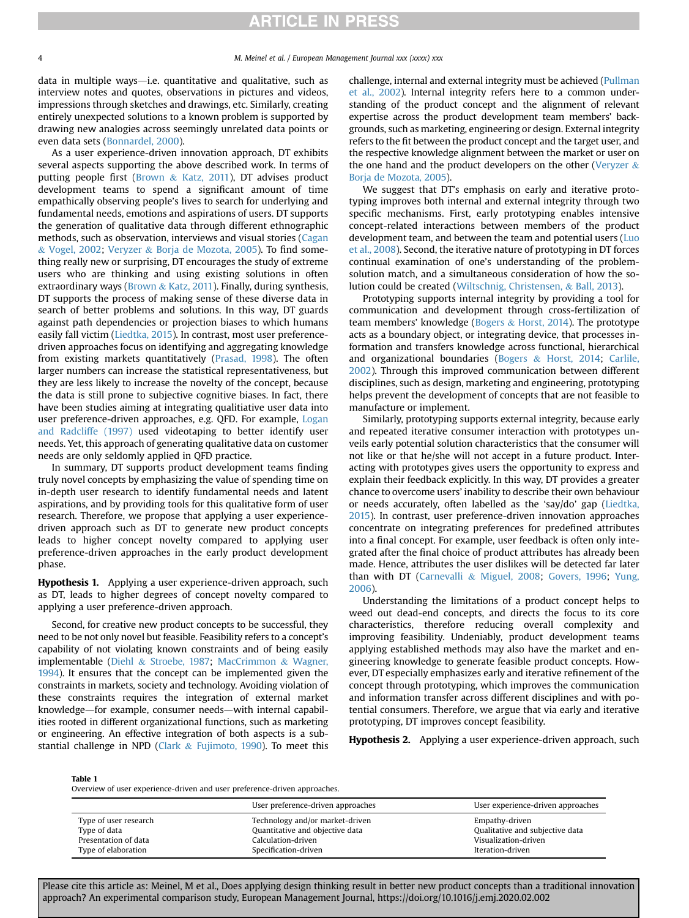data in multiple ways—i.e. quantitative and qualitative, such as interview notes and quotes, observations in pictures and videos, impressions through sketches and drawings, etc. Similarly, creating entirely unexpected solutions to a known problem is supported by drawing new analogies across seemingly unrelated data points or even data sets (Bonnardel, 2000).

As a user experience-driven innovation approach, DT exhibits several aspects supporting the above described work. In terms of putting people first (Brown & Katz, 2011), DT advises product development teams to spend a significant amount of time empathically observing people's lives to search for underlying and fundamental needs, emotions and aspirations of users. DT supports the generation of qualitative data through different ethnographic methods, such as observation, interviews and visual stories (Cagan & Vogel, 2002; Veryzer & Borja de Mozota, 2005). To find something really new or surprising, DT encourages the study of extreme users who are thinking and using existing solutions in often extraordinary ways (Brown & Katz, 2011). Finally, during synthesis, DT supports the process of making sense of these diverse data in search of better problems and solutions. In this way, DT guards against path dependencies or projection biases to which humans easily fall victim (Liedtka, 2015). In contrast, most user preference-driven approaches focus on identifying and aggregating knowledge from existing markets quantitatively (Prasad, 1998). The often larger numbers can increase the statistical representativeness, but they are less likely to increase the novelty of the concept, because the data is still prone to subjective cognitive biases. In fact, there have been studies aiming at integrating qualitative user data into user preference-driven approaches, e.g. QFD. For example, Logan and Radcliffe (1997) used videotaping to better identify user needs. Yet, this approach of generating qualitative data on customer needs are only seldomly applied in QFD practice.

In summary, DT supports product development teams finding truly novel concepts by emphasizing the value of spending time on in-depth user research to identify fundamental needs and latent aspirations, and by providing tools for this qualitative form of user research. Therefore, we propose that applying a user experience-driven approach such as DT to generate new product concepts leads to higher concept novelty compared to applying user preference-driven approaches in the early product development phase.

**Hypothesis 1.** Applying a user experience-driven approach, such as DT, leads to higher degrees of concept novelty compared to applying a user preference-driven approach.

Second, for creative new product concepts to be successful, they need to be not only novel but feasible. Feasibility refers to a concept's capability of not violating known constraints and of being easily implementable (Diehl & Stroebe, 1987; MacCrimmon & Wagner, 1994). It ensures that the concept can be implemented given the constraints in markets, society and technology. Avoiding violation of these constraints requires the integration of external market knowledge—for example, consumer needs—with internal capabilities rooted in different organizational functions, such as marketing or engineering. An effective integration of both aspects is a substantial challenge in NPD (Clark & Fujimoto, 1990). To meet this challenge, internal and external integrity must be achieved (Pullman et al., 2002). Internal integrity refers here to a common understanding of the product concept and the alignment of relevant expertise across the product development team members' backgrounds, such as marketing, engineering or design. External integrity refers to the fit between the product concept and the target user, and the respective knowledge alignment between the market or user on the one hand and the product developers on the other (Veryzer & Borja de Mozota, 2005).

We suggest that DT's emphasis on early and iterative prototyping improves both internal and external integrity through two specific mechanisms. First, early prototyping enables intensive concept-related interactions between members of the product development team, and between the team and potential users (Luo et al., 2008). Second, the iterative nature of prototyping in DT forces continual examination of one's understanding of the problem-solution match, and a simultaneous consideration of how the solution could be created (Wiltschnig, Christensen, & Ball, 2013).

Prototyping supports internal integrity by providing a tool for communication and development through cross-fertilization of team members' knowledge (Bogers & Horst, 2014). The prototype acts as a boundary object, or integrating device, that processes information and transfers knowledge across functional, hierarchical and organizational boundaries (Bogers & Horst, 2014; Carlile, 2002). Through this improved communication between different disciplines, such as design, marketing and engineering, prototyping helps prevent the development of concepts that are not feasible to manufacture or implement.

Similarly, prototyping supports external integrity, because early and repeated iterative consumer interaction with prototypes unveils early potential solution characteristics that the consumer will not like or that he/she will not accept in a future product. Interacting with prototypes gives users the opportunity to express and explain their feedback explicitly. In this way, DT provides a greater chance to overcome users' inability to describe their own behaviour or needs accurately, often labelled as the 'say/do' gap (Liedtka, 2015). In contrast, user preference-driven innovation approaches concentrate on integrating preferences for predefined attributes into a final concept. For example, user feedback is often only integrated after the final choice of product attributes has already been made. Hence, attributes the user dislikes will be detected far later than with DT (Carnevalli & Miguel, 2008; Govers, 1996; Yung, 2006).

Understanding the limitations of a product concept helps to weed out dead-end concepts, and directs the focus to its core characteristics, therefore reducing overall complexity and improving feasibility. Undeniably, product development teams applying established methods may also have the market and engineering knowledge to generate feasible product concepts. However, DT especially emphasizes early and iterative refinement of the concept through prototyping, which improves the communication and information transfer across different disciplines and with potential consumers. Therefore, we argue that via early and iterative prototyping, DT improves concept feasibility.

**Hypothesis 2.** Applying a user experience-driven approach, such

**Table 1**
Overview of user experience-driven and user preference-driven approaches.

| | User preference-driven approaches | User experience-driven approaches |
|---|---|---|
| Type of user research | Technology and/or market-driven | Empathy-driven |
| Type of data | Quantitative and objective data | Qualitative and subjective data |
| Presentation of data | Calculation-driven | Visualization-driven |
| Type of elaboration | Specification-driven | Iteration-driven |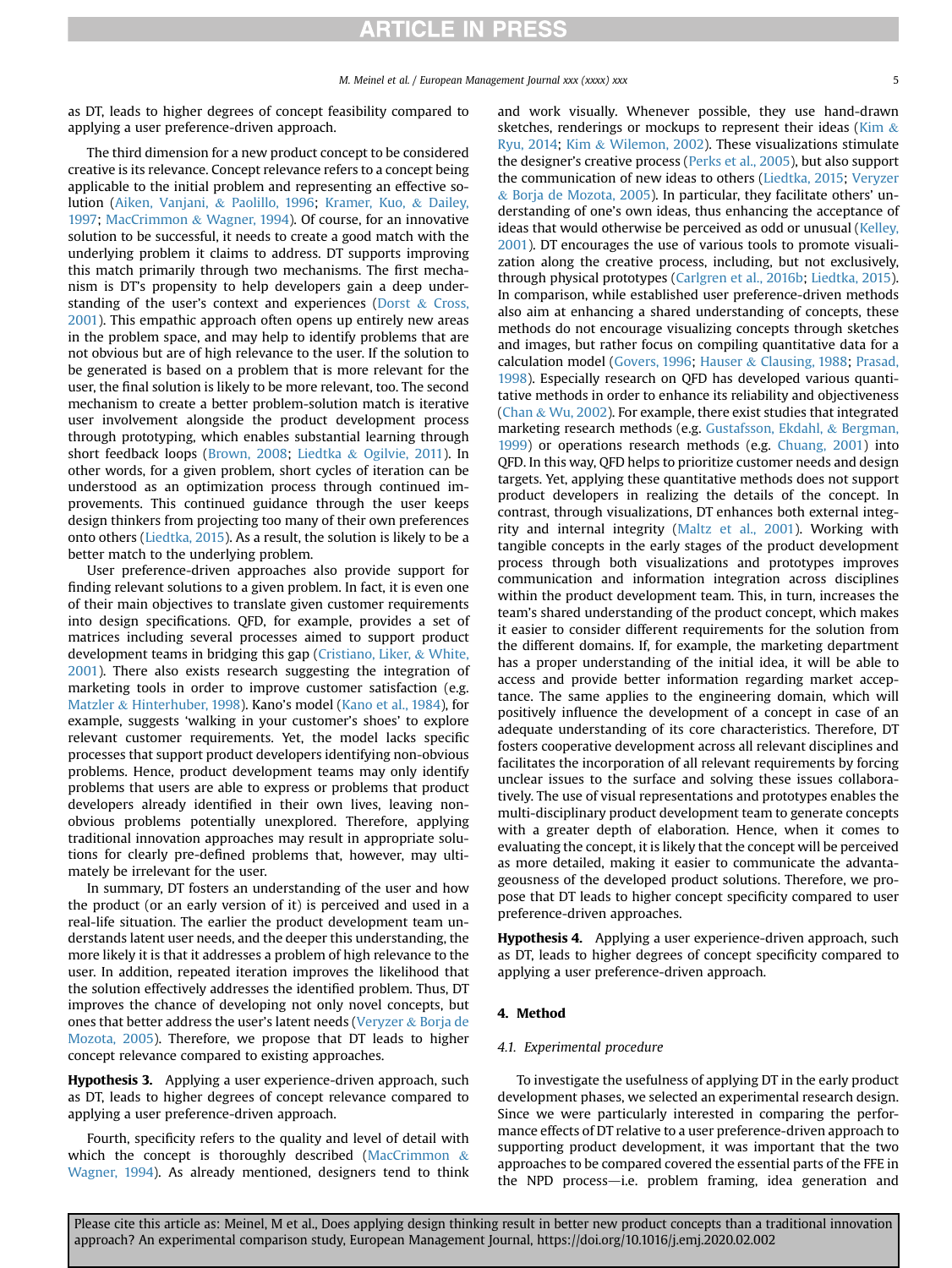as DT, leads to higher degrees of concept feasibility compared to applying a user preference-driven approach.

The third dimension for a new product concept to be considered creative is its relevance. Concept relevance refers to a concept being applicable to the initial problem and representing an effective solution (Aiken, Vanjani, & Paolillo, 1996; Kramer, Kuo, & Dailey, 1997; MacCrimmon & Wagner, 1994). Of course, for an innovative solution to be successful, it needs to create a good match with the underlying problem it claims to address. DT supports improving this match primarily through two mechanisms. The first mechanism is DT's propensity to help developers gain a deep understanding of the user's context and experiences (Dorst & Cross, 2001). This empathic approach often opens up entirely new areas in the problem space, and may help to identify problems that are not obvious but are of high relevance to the user. If the solution to be generated is based on a problem that is more relevant for the user, the final solution is likely to be more relevant, too. The second mechanism to create a better problem-solution match is iterative user involvement alongside the product development process through prototyping, which enables substantial learning through short feedback loops (Brown, 2008; Liedtka & Ogilvie, 2011). In other words, for a given problem, short cycles of iteration can be understood as an optimization process through continued improvements. This continued guidance through the user keeps design thinkers from projecting too many of their own preferences onto others (Liedtka, 2015). As a result, the solution is likely to be a better match to the underlying problem.

User preference-driven approaches also provide support for finding relevant solutions to a given problem. In fact, it is even one of their main objectives to translate given customer requirements into design specifications. QFD, for example, provides a set of matrices including several processes aimed to support product development teams in bridging this gap (Cristiano, Liker, & White, 2001). There also exists research suggesting the integration of marketing tools in order to improve customer satisfaction (e.g. Matzler & Hinterhuber, 1998). Kano's model (Kano et al., 1984), for example, suggests 'walking in your customer's shoes' to explore relevant customer requirements. Yet, the model lacks specific processes that support product developers identifying non-obvious problems. Hence, product development teams may only identify problems that users are able to express or problems that product developers already identified in their own lives, leaving non-obvious problems potentially unexplored. Therefore, applying traditional innovation approaches may result in appropriate solutions for clearly pre-defined problems that, however, may ultimately be irrelevant for the user.

In summary, DT fosters an understanding of the user and how the product (or an early version of it) is perceived and used in a real-life situation. The earlier the product development team understands latent user needs, and the deeper this understanding, the more likely it is that it addresses a problem of high relevance to the user. In addition, repeated iteration improves the likelihood that the solution effectively addresses the identified problem. Thus, DT improves the chance of developing not only novel concepts, but ones that better address the user's latent needs (Veryzer & Borja de Mozota, 2005). Therefore, we propose that DT leads to higher concept relevance compared to existing approaches.

**Hypothesis 3.** Applying a user experience-driven approach, such as DT, leads to higher degrees of concept relevance compared to applying a user preference-driven approach.

Fourth, specificity refers to the quality and level of detail with which the concept is thoroughly described (MacCrimmon & Wagner, 1994). As already mentioned, designers tend to think and work visually. Whenever possible, they use hand-drawn sketches, renderings or mockups to represent their ideas (Kim & Ryu, 2014; Kim & Wilemon, 2002). These visualizations stimulate the designer's creative process (Perks et al., 2005), but also support the communication of new ideas to others (Liedtka, 2015; Veryzer & Borja de Mozota, 2005). In particular, they facilitate others' understanding of one's own ideas, thus enhancing the acceptance of ideas that would otherwise be perceived as odd or unusual (Kelley, 2001). DT encourages the use of various tools to promote visualization along the creative process, including, but not exclusively, through physical prototypes (Carlgren et al., 2016b; Liedtka, 2015). In comparison, while established user preference-driven methods also aim at enhancing a shared understanding of concepts, these methods do not encourage visualizing concepts through sketches and images, but rather focus on compiling quantitative data for a calculation model (Govers, 1996; Hauser & Clausing, 1988; Prasad, 1998). Especially research on QFD has developed various quantitative methods in order to enhance its reliability and objectiveness (Chan & Wu, 2002). For example, there exist studies that integrated marketing research methods (e.g. Gustafsson, Ekdahl, & Bergman, 1999) or operations research methods (e.g. Chuang, 2001) into QFD. In this way, QFD helps to prioritize customer needs and design targets. Yet, applying these quantitative methods does not support product developers in realizing the details of the concept. In contrast, through visualizations, DT enhances both external integrity and internal integrity (Maltz et al., 2001). Working with tangible concepts in the early stages of the product development process through both visualizations and prototypes improves communication and information integration across disciplines within the product development team. This, in turn, increases the team's shared understanding of the product concept, which makes it easier to consider different requirements for the solution from the different domains. If, for example, the marketing department has a proper understanding of the initial idea, it will be able to access and provide better information regarding market acceptance. The same applies to the engineering domain, which will positively influence the development of a concept in case of an adequate understanding of its core characteristics. Therefore, DT fosters cooperative development across all relevant disciplines and facilitates the incorporation of all relevant requirements by forcing unclear issues to the surface and solving these issues collaboratively. The use of visual representations and prototypes enables the multi-disciplinary product development team to generate concepts with a greater depth of elaboration. Hence, when it comes to evaluating the concept, it is likely that the concept will be perceived as more detailed, making it easier to communicate the advantageousness of the developed product solutions. Therefore, we propose that DT leads to higher concept specificity compared to user preference-driven approaches.

**Hypothesis 4.** Applying a user experience-driven approach, such as DT, leads to higher degrees of concept specificity compared to applying a user preference-driven approach.

## 4. Method

### 4.1. Experimental procedure

To investigate the usefulness of applying DT in the early product development phases, we selected an experimental research design. Since we were particularly interested in comparing the performance effects of DT relative to a user preference-driven approach to supporting product development, it was important that the two approaches to be compared covered the essential parts of the FFE in the NPD process—i.e. problem framing, idea generation and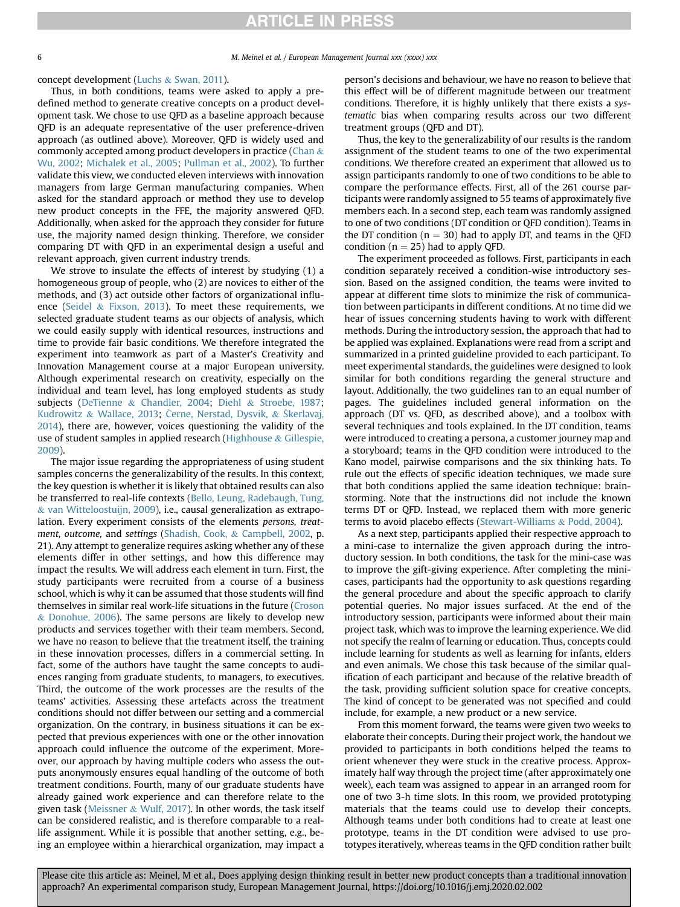concept development (Luchs & Swan, 2011).

Thus, in both conditions, teams were asked to apply a predefined method to generate creative concepts on a product development task. We chose to use QFD as a baseline approach because QFD is an adequate representative of the user preference-driven approach (as outlined above). Moreover, QFD is widely used and commonly accepted among product developers in practice (Chan & Wu, 2002; Michalek et al., 2005; Pullman et al., 2002). To further validate this view, we conducted eleven interviews with innovation managers from large German manufacturing companies. When asked for the standard approach or method they use to develop new product concepts in the FFE, the majority answered QFD. Additionally, when asked for the approach they consider for future use, the majority named design thinking. Therefore, we consider comparing DT with QFD in an experimental design a useful and relevant approach, given current industry trends.

We strove to insulate the effects of interest by studying (1) a homogeneous group of people, who (2) are novices to either of the methods, and (3) act outside other factors of organizational influence (Seidel & Fixson, 2013). To meet these requirements, we selected graduate student teams as our objects of analysis, which we could easily supply with identical resources, instructions and time to provide fair basic conditions. We therefore integrated the experiment into teamwork as part of a Master's Creativity and Innovation Management course at a major European university. Although experimental research on creativity, especially on the individual and team level, has long employed students as study subjects (DeTienne & Chandler, 2004; Diehl & Stroebe, 1987; Kudrowitz & Wallace, 2013; Černe, Nerstad, Dysvik, & Škerlavaj, 2014), there are, however, voices questioning the validity of the use of student samples in applied research (Highhouse & Gillespie, 2009).

The major issue regarding the appropriateness of using student samples concerns the generalizability of the results. In this context, the key question is whether it is likely that obtained results can also be transferred to real-life contexts (Bello, Leung, Radebaugh, Tung, & van Witteloostuijn, 2009), i.e., causal generalization as extrapolation. Every experiment consists of the elements *persons, treatment, outcome,* and *settings* (Shadish, Cook, & Campbell, 2002, p. 21). Any attempt to generalize requires asking whether any of these elements differ in other settings, and how this difference may impact the results. We will address each element in turn. First, the study participants were recruited from a course of a business school, which is why it can be assumed that those students will find themselves in similar real work-life situations in the future (Croson & Donohue, 2006). The same persons are likely to develop new products and services together with their team members. Second, we have no reason to believe that the treatment itself, the training in these innovation processes, differs in a commercial setting. In fact, some of the authors have taught the same concepts to audiences ranging from graduate students, to managers, to executives. Third, the outcome of the work processes are the results of the teams' activities. Assessing these artefacts across the treatment conditions should not differ between our setting and a commercial organization. On the contrary, in business situations it can be expected that previous experiences with one or the other innovation approach could influence the outcome of the experiment. Moreover, our approach by having multiple coders who assess the outputs anonymously ensures equal handling of the outcome of both treatment conditions. Fourth, many of our graduate students have already gained work experience and can therefore relate to the given task (Meissner & Wulf, 2017). In other words, the task itself can be considered realistic, and is therefore comparable to a real-life assignment. While it is possible that another setting, e.g., being an employee within a hierarchical organization, may impact a person's decisions and behaviour, we have no reason to believe that this effect will be of different magnitude between our treatment conditions. Therefore, it is highly unlikely that there exists a *systematic* bias when comparing results across our two different treatment groups (QFD and DT).

Thus, the key to the generalizability of our results is the random assignment of the student teams to one of the two experimental conditions. We therefore created an experiment that allowed us to assign participants randomly to one of two conditions to be able to compare the performance effects. First, all of the 261 course participants were randomly assigned to 55 teams of approximately five members each. In a second step, each team was randomly assigned to one of two conditions (DT condition or QFD condition). Teams in the DT condition ($n = 30$) had to apply DT, and teams in the QFD condition ($n = 25$) had to apply QFD.

The experiment proceeded as follows. First, participants in each condition separately received a condition-wise introductory session. Based on the assigned condition, the teams were invited to appear at different time slots to minimize the risk of communication between participants in different conditions. At no time did we hear of issues concerning students having to work with different methods. During the introductory session, the approach that had to be applied was explained. Explanations were read from a script and summarized in a printed guideline provided to each participant. To meet experimental standards, the guidelines were designed to look similar for both conditions regarding the general structure and layout. Additionally, the two guidelines ran to an equal number of pages. The guidelines included general information on the approach (DT vs. QFD, as described above), and a toolbox with several techniques and tools explained. In the DT condition, teams were introduced to creating a persona, a customer journey map and a storyboard; teams in the QFD condition were introduced to the Kano model, pairwise comparisons and the six thinking hats. To rule out the effects of specific ideation techniques, we made sure that both conditions applied the same ideation technique: brainstorming. Note that the instructions did not include the known terms DT or QFD. Instead, we replaced them with more generic terms to avoid placebo effects (Stewart-Williams & Podd, 2004).

As a next step, participants applied their respective approach to a mini-case to internalize the given approach during the introductory session. In both conditions, the task for the mini-case was to improve the gift-giving experience. After completing the mini-cases, participants had the opportunity to ask questions regarding the general procedure and about the specific approach to clarify potential queries. No major issues surfaced. At the end of the introductory session, participants were informed about their main project task, which was to improve the learning experience. We did not specify the realm of learning or education. Thus, concepts could include learning for students as well as learning for infants, elders and even animals. We chose this task because of the similar qualification of each participant and because of the relative breadth of the task, providing sufficient solution space for creative concepts. The kind of concept to be generated was not specified and could include, for example, a new product or a new service.

From this moment forward, the teams were given two weeks to elaborate their concepts. During their project work, the handout we provided to participants in both conditions helped the teams to orient whenever they were stuck in the creative process. Approximately half way through the project time (after approximately one week), each team was assigned to appear in an arranged room for one of two 3-h time slots. In this room, we provided prototyping materials that the teams could use to develop their concepts. Although teams under both conditions had to create at least one prototype, teams in the DT condition were advised to use prototypes iteratively, whereas teams in the QFD condition rather built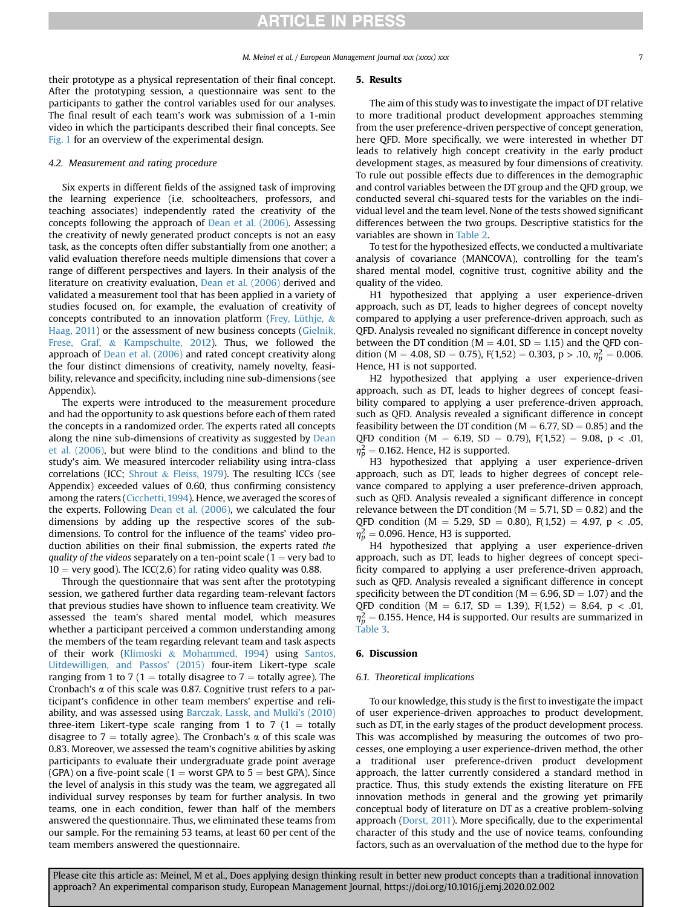their prototype as a physical representation of their final concept. After the prototyping session, a questionnaire was sent to the participants to gather the control variables used for our analyses. The final result of each team's work was submission of a 1-min video in which the participants described their final concepts. See Fig. 1 for an overview of the experimental design.

### 4.2. Measurement and rating procedure

Six experts in different fields of the assigned task of improving the learning experience (i.e. schoolteachers, professors, and teaching associates) independently rated the creativity of the concepts following the approach of Dean et al. (2006). Assessing the creativity of newly generated product concepts is not an easy task, as the concepts often differ substantially from one another; a valid evaluation therefore needs multiple dimensions that cover a range of different perspectives and layers. In their analysis of the literature on creativity evaluation, Dean et al. (2006) derived and validated a measurement tool that has been applied in a variety of studies focused on, for example, the evaluation of creativity of concepts contributed to an innovation platform (Frey, Lüthje, & Haag, 2011) or the assessment of new business concepts (Gielnik, Frese, Graf, & Kampschulte, 2012). Thus, we followed the approach of Dean et al. (2006) and rated concept creativity along the four distinct dimensions of creativity, namely novelty, feasibility, relevance and specificity, including nine sub-dimensions (see Appendix).

The experts were introduced to the measurement procedure and had the opportunity to ask questions before each of them rated the concepts in a randomized order. The experts rated all concepts along the nine sub-dimensions of creativity as suggested by Dean et al. (2006), but were blind to the conditions and blind to the study's aim. We measured intercoder reliability using intra-class correlations (ICC; Shrout & Fleiss, 1979). The resulting ICCs (see Appendix) exceeded values of 0.60, thus confirming consistency among the raters (Cicchetti, 1994). Hence, we averaged the scores of the experts. Following Dean et al. (2006), we calculated the four dimensions by adding up the respective scores of the sub-dimensions. To control for the influence of the teams' video production abilities on their final submission, the experts rated *the quality of the videos* separately on a ten-point scale (1 = very bad to 10 = very good). The ICC(2,6) for rating video quality was 0.88.

Through the questionnaire that was sent after the prototyping session, we gathered further data regarding team-relevant factors that previous studies have shown to influence team creativity. We assessed the team's shared mental model, which measures whether a participant perceived a common understanding among the members of the team regarding relevant team and task aspects of their work (Klimoski & Mohammed, 1994) using Santos, Uitdewilligen, and Passos' (2015) four-item Likert-type scale ranging from 1 to 7 (1 = totally disagree to 7 = totally agree). The Cronbach's $\alpha$ of this scale was 0.87. Cognitive trust refers to a participant's confidence in other team members' expertise and reliability, and was assessed using Barczak, Lassk, and Mulki's (2010) three-item Likert-type scale ranging from 1 to 7 (1 = totally disagree to 7 = totally agree). The Cronbach's $\alpha$ of this scale was 0.83. Moreover, we assessed the team's cognitive abilities by asking participants to evaluate their undergraduate grade point average (GPA) on a five-point scale (1 = worst GPA to 5 = best GPA). Since the level of analysis in this study was the team, we aggregated all individual survey responses by team for further analysis. In two teams, one in each condition, fewer than half of the members answered the questionnaire. Thus, we eliminated these teams from our sample. For the remaining 53 teams, at least 60 per cent of the team members answered the questionnaire.

## 5. Results

The aim of this study was to investigate the impact of DT relative to more traditional product development approaches stemming from the user preference-driven perspective of concept generation, here QFD. More specifically, we were interested in whether DT leads to relatively high concept creativity in the early product development stages, as measured by four dimensions of creativity. To rule out possible effects due to differences in the demographic and control variables between the DT group and the QFD group, we conducted several chi-squared tests for the variables on the individual level and the team level. None of the tests showed significant differences between the two groups. Descriptive statistics for the variables are shown in Table 2.

To test for the hypothesized effects, we conducted a multivariate analysis of covariance (MANCOVA), controlling for the team's shared mental model, cognitive trust, cognitive ability and the quality of the video.

H1 hypothesized that applying a user experience-driven approach, such as DT, leads to higher degrees of concept novelty compared to applying a user preference-driven approach, such as QFD. Analysis revealed no significant difference in concept novelty between the DT condition ($M = 4.01$, $SD = 1.15$) and the QFD condition ($M = 4.08$, $SD = 0.75$), $F(1,52) = 0.303$, $p > .10$, $\eta_p^2 = 0.006$. Hence, H1 is not supported.

H2 hypothesized that applying a user experience-driven approach, such as DT, leads to higher degrees of concept feasibility compared to applying a user preference-driven approach, such as QFD. Analysis revealed a significant difference in concept feasibility between the DT condition ($M = 6.77$, $SD = 0.85$) and the QFD condition ($M = 6.19$, $SD = 0.79$), $F(1,52) = 9.08$, $p < .01$, $\eta_p^2 = 0.162$. Hence, H2 is supported.

H3 hypothesized that applying a user experience-driven approach, such as DT, leads to higher degrees of concept relevance compared to applying a user preference-driven approach, such as QFD. Analysis revealed a significant difference in concept relevance between the DT condition ($M = 5.71$, $SD = 0.82$) and the QFD condition ($M = 5.29$, $SD = 0.80$), $F(1,52) = 4.97$, $p < .05$, $\eta_p^2 = 0.096$. Hence, H3 is supported.

H4 hypothesized that applying a user experience-driven approach, such as DT, leads to higher degrees of concept specificity compared to applying a user preference-driven approach, such as QFD. Analysis revealed a significant difference in concept specificity between the DT condition ($M = 6.96$, $SD = 1.07$) and the QFD condition ($M = 6.17$, $SD = 1.39$), $F(1,52) = 8.64$, $p < .01$, $\eta_p^2 = 0.155$. Hence, H4 is supported. Our results are summarized in Table 3.

## 6. Discussion

### 6.1. Theoretical implications

To our knowledge, this study is the first to investigate the impact of user experience-driven approaches to product development, such as DT, in the early stages of the product development process. This was accomplished by measuring the outcomes of two processes, one employing a user experience-driven method, the other a traditional user preference-driven product development approach, the latter currently considered a standard method in practice. Thus, this study extends the existing literature on FFE innovation methods in general and the growing yet primarily conceptual body of literature on DT as a creative problem-solving approach (Dorst, 2011). More specifically, due to the experimental character of this study and the use of novice teams, confounding factors, such as an overvaluation of the method due to the hype for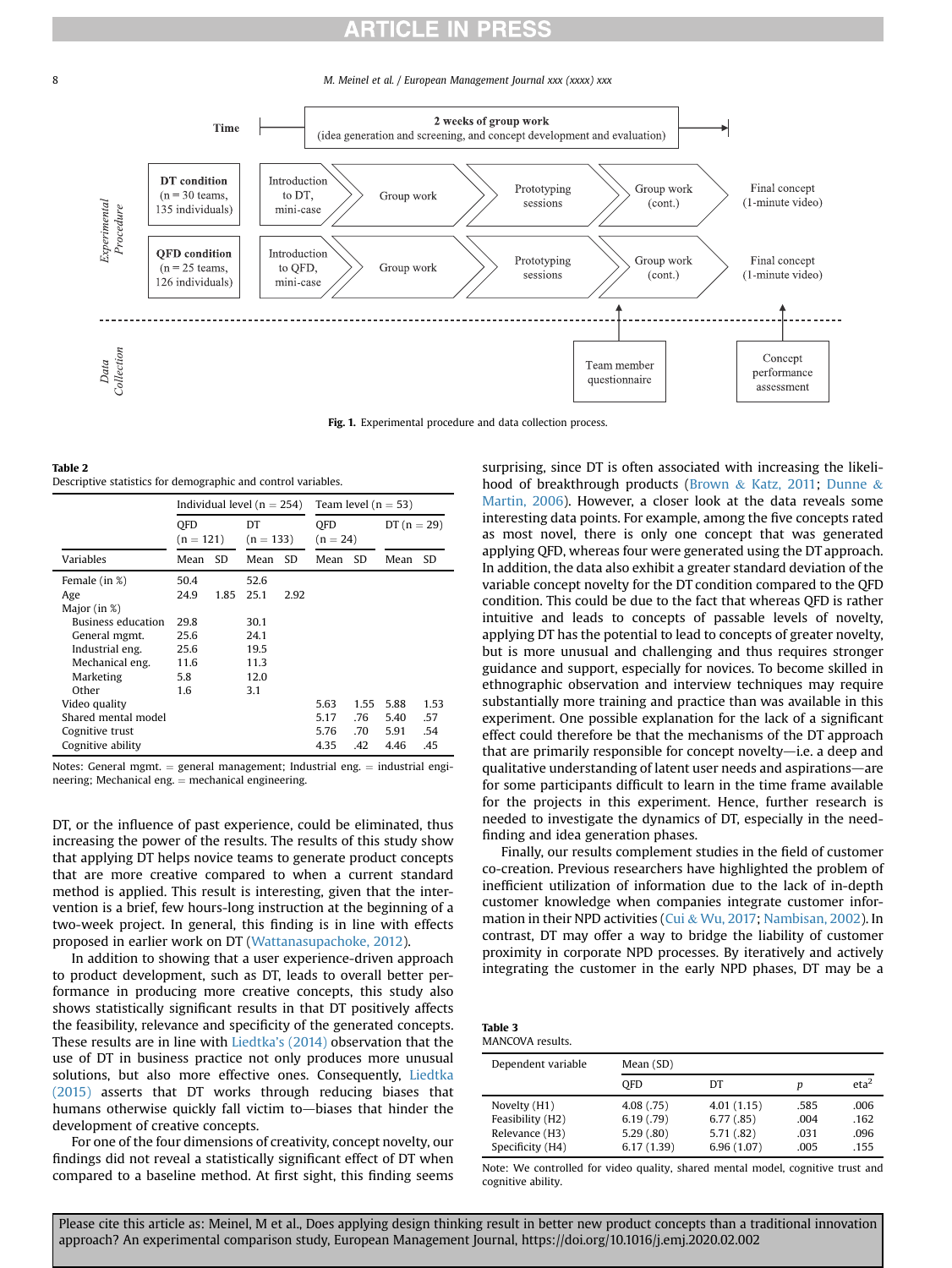Time

2 weeks of group work
(idea generation and screening, and concept development and evaluation)

Experimental Procedure

DT condition
(n = 30 teams, 135 individuals)

Introduction to DT, mini-case

Group work

Prototyping sessions

Group work (cont.)

Final concept (1-minute video)

QFD condition
(n = 25 teams, 126 individuals)

Introduction to QFD, mini-case

Group work

Prototyping sessions

Group work (cont.)

Final concept (1-minute video)

Data Collection

Team member questionnaire

Concept performance assessment

**Fig. 1.** Experimental procedure and data collection process.

**Table 2**
Descriptive statistics for demographic and control variables.

| | Individual level (n = 254) | | | | Team level (n = 53) | | | |
|---|---|---|---|---|---|---|---|---|
| | QFD (n = 121) | | DT (n = 133) | | QFD (n = 24) | | DT (n = 29) | |
| Variables | Mean | SD | Mean | SD | Mean | SD | Mean | SD |
| Female (in %) | 50.4 | | 52.6 | | | | | |
| Age | 24.9 | 1.85 | 25.1 | 2.92 | | | | |
| Major (in %) | | | | | | | | |
| Business education | 29.8 | | 30.1 | | | | | |
| General mgmt. | 25.6 | | 24.1 | | | | | |
| Industrial eng. | 25.6 | | 19.5 | | | | | |
| Mechanical eng. | 11.6 | | 11.3 | | | | | |
| Marketing | 5.8 | | 12.0 | | | | | |
| Other | 1.6 | | 3.1 | | | | | |
| Video quality | | | | | 5.63 | 1.55 | 5.88 | 1.53 |
| Shared mental model | | | | | 5.17 | .76 | 5.40 | .57 |
| Cognitive trust | | | | | 5.76 | .70 | 5.91 | .54 |
| Cognitive ability | | | | | 4.35 | .42 | 4.46 | .45 |

Notes: General mgmt. = general management; Industrial eng. = industrial engineering; Mechanical eng. = mechanical engineering.

DT, or the influence of past experience, could be eliminated, thus increasing the power of the results. The results of this study show that applying DT helps novice teams to generate product concepts that are more creative compared to when a current standard method is applied. This result is interesting, given that the intervention is a brief, few hours-long instruction at the beginning of a two-week project. In general, this finding is in line with effects proposed in earlier work on DT (Wattanasupachoke, 2012).

In addition to showing that a user experience-driven approach to product development, such as DT, leads to overall better performance in producing more creative concepts, this study also shows statistically significant results in that DT positively affects the feasibility, relevance and specificity of the generated concepts. These results are in line with Liedtka's (2014) observation that the use of DT in business practice not only produces more unusual solutions, but also more effective ones. Consequently, Liedtka (2015) asserts that DT works through reducing biases that humans otherwise quickly fall victim to—biases that hinder the development of creative concepts.

For one of the four dimensions of creativity, concept novelty, our findings did not reveal a statistically significant effect of DT when compared to a baseline method. At first sight, this finding seems surprising, since DT is often associated with increasing the likelihood of breakthrough products (Brown & Katz, 2011; Dunne & Martin, 2006). However, a closer look at the data reveals some interesting data points. For example, among the five concepts rated as most novel, there is only one concept that was generated applying QFD, whereas four were generated using the DT approach. In addition, the data also exhibit a greater standard deviation of the variable concept novelty for the DT condition compared to the QFD condition. This could be due to the fact that whereas QFD is rather intuitive and leads to concepts of passable levels of novelty, applying DT has the potential to lead to concepts of greater novelty, but is more unusual and challenging and thus requires stronger guidance and support, especially for novices. To become skilled in ethnographic observation and interview techniques may require substantially more training and practice than was available in this experiment. One possible explanation for the lack of a significant effect could therefore be that the mechanisms of the DT approach that are primarily responsible for concept novelty—i.e. a deep and qualitative understanding of latent user needs and aspirations—are for some participants difficult to learn in the time frame available for the projects in this experiment. Hence, further research is needed to investigate the dynamics of DT, especially in the need-finding and idea generation phases.

Finally, our results complement studies in the field of customer co-creation. Previous researchers have highlighted the problem of inefficient utilization of information due to the lack of in-depth customer knowledge when companies integrate customer information in their NPD activities (Cui & Wu, 2017; Nambisan, 2002). In contrast, DT may offer a way to bridge the liability of customer proximity in corporate NPD processes. By iteratively and actively integrating the customer in the early NPD phases, DT may be a

**Table 3**
MANCOVA results.

| Dependent variable | Mean (SD) | | | |
|---|---|---|---|---|
| | QFD | DT | $p$ | eta$^2$ |
| Novelty (H1) | 4.08 (.75) | 4.01 (1.15) | .585 | .006 |
| Feasibility (H2) | 6.19 (.79) | 6.77 (.85) | .004 | .162 |
| Relevance (H3) | 5.29 (.80) | 5.71 (.82) | .031 | .096 |
| Specificity (H4) | 6.17 (1.39) | 6.96 (1.07) | .005 | .155 |

Note: We controlled for video quality, shared mental model, cognitive trust and cognitive ability.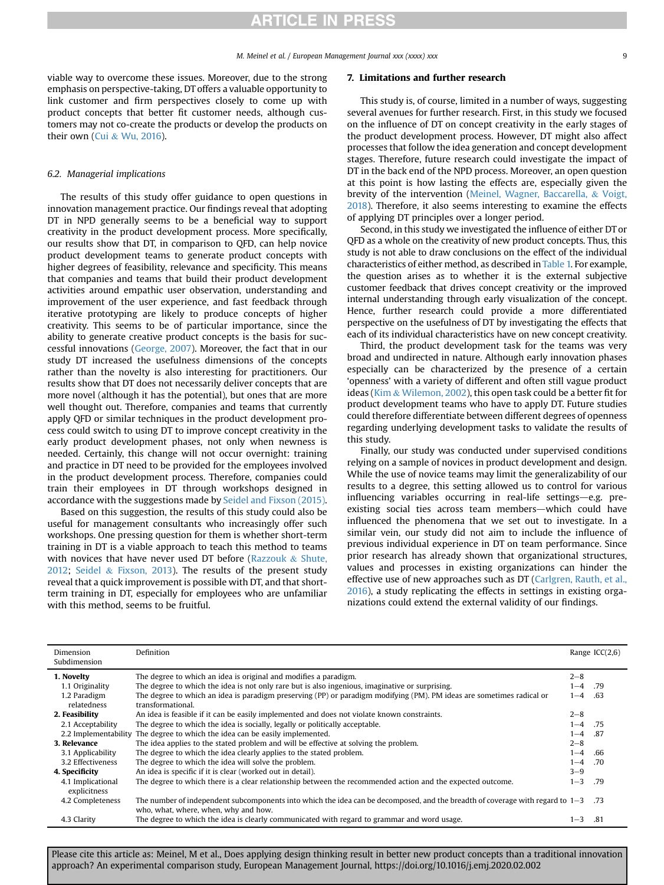viable way to overcome these issues. Moreover, due to the strong emphasis on perspective-taking, DT offers a valuable opportunity to link customer and firm perspectives closely to come up with product concepts that better fit customer needs, although customers may not co-create the products or develop the products on their own (Cui & Wu, 2016).

### 6.2. Managerial implications

The results of this study offer guidance to open questions in innovation management practice. Our findings reveal that adopting DT in NPD generally seems to be a beneficial way to support creativity in the product development process. More specifically, our results show that DT, in comparison to QFD, can help novice product development teams to generate product concepts with higher degrees of feasibility, relevance and specificity. This means that companies and teams that build their product development activities around empathic user observation, understanding and improvement of the user experience, and fast feedback through iterative prototyping are likely to produce concepts of higher creativity. This seems to be of particular importance, since the ability to generate creative product concepts is the basis for successful innovations (George, 2007). Moreover, the fact that in our study DT increased the usefulness dimensions of the concepts rather than the novelty is also interesting for practitioners. Our results show that DT does not necessarily deliver concepts that are more novel (although it has the potential), but ones that are more well thought out. Therefore, companies and teams that currently apply QFD or similar techniques in the product development process could switch to using DT to improve concept creativity in the early product development phases, not only when newness is needed. Certainly, this change will not occur overnight: training and practice in DT need to be provided for the employees involved in the product development process. Therefore, companies could train their employees in DT through workshops designed in accordance with the suggestions made by Seidel and Fixson (2015).

Based on this suggestion, the results of this study could also be useful for management consultants who increasingly offer such workshops. One pressing question for them is whether short-term training in DT is a viable approach to teach this method to teams with novices that have never used DT before (Razzouk & Shute, 2012; Seidel & Fixson, 2013). The results of the present study reveal that a quick improvement is possible with DT, and that short-term training in DT, especially for employees who are unfamiliar with this method, seems to be fruitful.

## 7. Limitations and further research

This study is, of course, limited in a number of ways, suggesting several avenues for further research. First, in this study we focused on the influence of DT on concept creativity in the early stages of the product development process. However, DT might also affect processes that follow the idea generation and concept development stages. Therefore, future research could investigate the impact of DT in the back end of the NPD process. Moreover, an open question at this point is how lasting the effects are, especially given the brevity of the intervention (Meinel, Wagner, Baccarella, & Voigt, 2018). Therefore, it also seems interesting to examine the effects of applying DT principles over a longer period.

Second, in this study we investigated the influence of either DT or QFD as a whole on the creativity of new product concepts. Thus, this study is not able to draw conclusions on the effect of the individual characteristics of either method, as described in Table 1. For example, the question arises as to whether it is the external subjective customer feedback that drives concept creativity or the improved internal understanding through early visualization of the concept. Hence, further research could provide a more differentiated perspective on the usefulness of DT by investigating the effects that each of its individual characteristics have on new concept creativity.

Third, the product development task for the teams was very broad and undirected in nature. Although early innovation phases especially can be characterized by the presence of a certain 'openness' with a variety of different and often still vague product ideas (Kim & Wilemon, 2002), this open task could be a better fit for product development teams who have to apply DT. Future studies could therefore differentiate between different degrees of openness regarding underlying development tasks to validate the results of this study.

Finally, our study was conducted under supervised conditions relying on a sample of novices in product development and design. While the use of novice teams may limit the generalizability of our results to a degree, this setting allowed us to control for various influencing variables occurring in real-life settings—e.g. preexisting social ties across team members—which could have influenced the phenomena that we set out to investigate. In a similar vein, our study did not aim to include the influence of previous individual experience in DT on team performance. Since prior research has already shown that organizational structures, values and processes in existing organizations can hinder the effective use of new approaches such as DT (Carlgren, Rauth, et al., 2016), a study replicating the effects in settings in existing organizations could extend the external validity of our findings.

| Dimension Subdimension | Definition | Range | ICC(2,6) |
|---|---|---|---|
| **1. Novelty** | The degree to which an idea is original and modifies a paradigm. | 2–8 | |
| 1.1 Originality | The degree to which the idea is not only rare but is also ingenious, imaginative or surprising. | 1–4 | .79 |
| 1.2 Paradigm relatedness | The degree to which an idea is paradigm preserving (PP) or paradigm modifying (PM). PM ideas are sometimes radical or transformational. | 1–4 | .63 |
| **2. Feasibility** | An idea is feasible if it can be easily implemented and does not violate known constraints. | 2–8 | |
| 2.1 Acceptability | The degree to which the idea is socially, legally or politically acceptable. | 1–4 | .75 |
| 2.2 Implementability | The degree to which the idea can be easily implemented. | 1–4 | .87 |
| **3. Relevance** | The idea applies to the stated problem and will be effective at solving the problem. | 2–8 | |
| 3.1 Applicability | The degree to which the idea clearly applies to the stated problem. | 1–4 | .66 |
| 3.2 Effectiveness | The degree to which the idea will solve the problem. | 1–4 | .70 |
| **4. Specificity** | An idea is specific if it is clear (worked out in detail). | 3–9 | |
| 4.1 Implicational explicitness | The degree to which there is a clear relationship between the recommended action and the expected outcome. | 1–3 | .79 |
| 4.2 Completeness | The number of independent subcomponents into which the idea can be decomposed, and the breadth of coverage with regard to who, what, where, when, why and how. | 1–3 | .73 |
| 4.3 Clarity | The degree to which the idea is clearly communicated with regard to grammar and word usage. | 1–3 | .81 |

Please cite this article as: Meinel, M et al., Does applying design thinking result in better new product concepts than a traditional innovation approach? An experimental comparison study, European Management Journal, https://doi.org/10.1016/j.emj.2020.02.002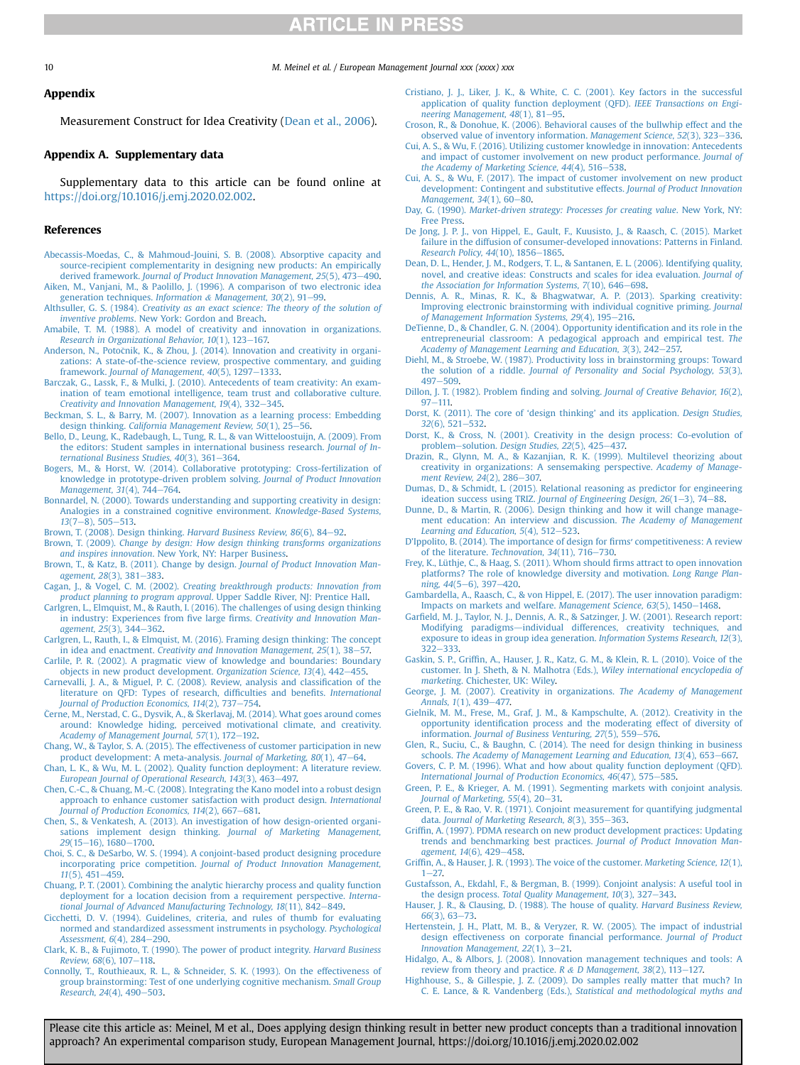## Appendix

Measurement Construct for Idea Creativity (Dean et al., 2006).

## Appendix A. Supplementary data

Supplementary data to this article can be found online at https://doi.org/10.1016/j.emj.2020.02.002.

## References

Abecassis-Moedas, C., & Mahmoud-Jouini, S. B. (2008). Absorptive capacity and source-recipient complementarity in designing new products: An empirically derived framework. *Journal of Product Innovation Management, 25*(5), 473–490.

Aiken, M., Vanjani, M., & Paolillo, J. (1996). A comparison of two electronic idea generation techniques. *Information & Management, 30*(2), 91–99.

Althsuller, G. S. (1984). *Creativity as an exact science: The theory of the solution of inventive problems*. New York: Gordon and Breach.

Amabile, T. M. (1988). A model of creativity and innovation in organizations. *Research in Organizational Behavior, 10*(1), 123–167.

Anderson, N., Potočnik, K., & Zhou, J. (2014). Innovation and creativity in organizations: A state-of-the-science review, prospective commentary, and guiding framework. *Journal of Management, 40*(5), 1297–1333.

Barczak, G., Lassk, F., & Mulki, J. (2010). Antecedents of team creativity: An examination of team emotional intelligence, team trust and collaborative culture. *Creativity and Innovation Management, 19*(4), 332–345.

Beckman, S. L., & Barry, M. (2007). Innovation as a learning process: Embedding design thinking. *California Management Review, 50*(1), 25–56.

Bello, D., Leung, K., Radebaugh, L., Tung, R. L., & van Witteloostuijn, A. (2009). From the editors: Student samples in international business research. *Journal of International Business Studies, 40*(3), 361–364.

Bogers, M., & Horst, W. (2014). Collaborative prototyping: Cross-fertilization of knowledge in prototype-driven problem solving. *Journal of Product Innovation Management, 31*(4), 744–764.

Bonnardel, N. (2000). Towards understanding and supporting creativity in design: Analogies in a constrained cognitive environment. *Knowledge-Based Systems, 13*(7–8), 505–513.

Brown, T. (2008). Design thinking. *Harvard Business Review, 86*(6), 84–92.

Brown, T. (2009). *Change by design: How design thinking transforms organizations and inspires innovation*. New York, NY: Harper Business.

Brown, T., & Katz, B. (2011). Change by design. *Journal of Product Innovation Management, 28*(3), 381–383.

Cagan, J., & Vogel, C. M. (2002). *Creating breakthrough products: Innovation from product planning to program approval*. Upper Saddle River, NJ: Prentice Hall.

Carlgren, L., Elmquist, M., & Rauth, I. (2016). The challenges of using design thinking in industry: Experiences from five large firms. *Creativity and Innovation Management, 25*(3), 344–362.

Carlgren, L., Rauth, I., & Elmquist, M. (2016). Framing design thinking: The concept in idea and enactment. *Creativity and Innovation Management, 25*(1), 38–57.

Carlile, P. R. (2002). A pragmatic view of knowledge and boundaries: Boundary objects in new product development. *Organization Science, 13*(4), 442–455.

Carnevalli, J. A., & Miguel, P. C. (2008). Review, analysis and classification of the literature on QFD: Types of research, difficulties and benefits. *International Journal of Production Economics, 114*(2), 737–754.

Černe, M., Nerstad, C. G., Dysvik, A., & Škerlavaj, M. (2014). What goes around comes around: Knowledge hiding, perceived motivational climate, and creativity. *Academy of Management Journal, 57*(1), 172–192.

Chang, W., & Taylor, S. A. (2015). The effectiveness of customer participation in new product development: A meta-analysis. *Journal of Marketing, 80*(1), 47–64.

Chan, L. K., & Wu, M. L. (2002). Quality function deployment: A literature review. *European Journal of Operational Research, 143*(3), 463–497.

Chen, C.-C., & Chuang, M.-C. (2008). Integrating the Kano model into a robust design approach to enhance customer satisfaction with product design. *International Journal of Production Economics, 114*(2), 667–681.

Chen, S., & Venkatesh, A. (2013). An investigation of how design-oriented organisations implement design thinking. *Journal of Marketing Management, 29*(15–16), 1680–1700.

Choi, S. C., & DeSarbo, W. S. (1994). A conjoint-based product designing procedure incorporating price competition. *Journal of Product Innovation Management, 11*(5), 451–459.

Chuang, P. T. (2001). Combining the analytic hierarchy process and quality function deployment for a location decision from a requirement perspective. *International Journal of Advanced Manufacturing Technology, 18*(11), 842–849.

Cicchetti, D. V. (1994). Guidelines, criteria, and rules of thumb for evaluating normed and standardized assessment instruments in psychology. *Psychological Assessment, 6*(4), 284–290.

Clark, K. B., & Fujimoto, T. (1990). The power of product integrity. *Harvard Business Review, 68*(6), 107–118.

Connolly, T., Routhieaux, R. L., & Schneider, S. K. (1993). On the effectiveness of group brainstorming: Test of one underlying cognitive mechanism. *Small Group Research, 24*(4), 490–503.

Cristiano, J. J., Liker, J. K., & White, C. C. (2001). Key factors in the successful application of quality function deployment (QFD). *IEEE Transactions on Engineering Management, 48*(1), 81–95.

Croson, R., & Donohue, K. (2006). Behavioral causes of the bullwhip effect and the observed value of inventory information. *Management Science, 52*(3), 323–336.

Cui, A. S., & Wu, F. (2016). Utilizing customer knowledge in innovation: Antecedents and impact of customer involvement on new product performance. *Journal of the Academy of Marketing Science, 44*(4), 516–538.

Cui, A. S., & Wu, F. (2017). The impact of customer involvement on new product development: Contingent and substitutive effects. *Journal of Product Innovation Management, 34*(1), 60–80.

Day, G. (1990). *Market-driven strategy: Processes for creating value*. New York, NY: Free Press.

De Jong, J. P. J., von Hippel, E., Gault, F., Kuusisto, J., & Raasch, C. (2015). Market failure in the diffusion of consumer-developed innovations: Patterns in Finland. *Research Policy, 44*(10), 1856–1865.

Dean, D. L., Hender, J. M., Rodgers, T. L., & Santanen, E. L. (2006). Identifying quality, novel, and creative ideas: Constructs and scales for idea evaluation. *Journal of the Association for Information Systems, 7*(10), 646–698.

Dennis, A. R., Minas, R. K., & Bhagwatwar, A. P. (2013). Sparking creativity: Improving electronic brainstorming with individual cognitive priming. *Journal of Management Information Systems, 29*(4), 195–216.

DeTienne, D., & Chandler, G. N. (2004). Opportunity identification and its role in the entrepreneurial classroom: A pedagogical approach and empirical test. *The Academy of Management Learning and Education, 3*(3), 242–257.

Diehl, M., & Stroebe, W. (1987). Productivity loss in brainstorming groups: Toward the solution of a riddle. *Journal of Personality and Social Psychology, 53*(3), 497–509.

Dillon, J. T. (1982). Problem finding and solving. *Journal of Creative Behavior, 16*(2), 97–111.

Dorst, K. (2011). The core of 'design thinking' and its application. *Design Studies, 32*(6), 521–532.

Dorst, K., & Cross, N. (2001). Creativity in the design process: Co-evolution of problem—solution. *Design Studies, 22*(5), 425–437.

Drazin, R., Glynn, M. A., & Kazanjian, R. K. (1999). Multilevel theorizing about creativity in organizations: A sensemaking perspective. *Academy of Management Review, 24*(2), 286–307.

Dumas, D., & Schmidt, L. (2015). Relational reasoning as predictor for engineering ideation success using TRIZ. *Journal of Engineering Design, 26*(1–3), 74–88.

Dunne, D., & Martin, R. (2006). Design thinking and how it will change management education: An interview and discussion. *The Academy of Management Learning and Education, 5*(4), 512–523.

D'Ippolito, B. (2014). The importance of design for firms' competitiveness: A review of the literature. *Technovation, 34*(11), 716–730.

Frey, K., Lüthje, C., & Haag, S. (2011). Whom should firms attract to open innovation platforms? The role of knowledge diversity and motivation. *Long Range Planning, 44*(5–6), 397–420.

Gambardella, A., Raasch, C., & von Hippel, E. (2017). The user innovation paradigm: Impacts on markets and welfare. *Management Science, 63*(5), 1450–1468.

Garfield, M. J., Taylor, N. J., Dennis, A. R., & Satzinger, J. W. (2001). Research report: Modifying paradigms—individual differences, creativity techniques, and exposure to ideas in group idea generation. *Information Systems Research, 12*(3), 322–333.

Gaskin, S. P., Griffin, A., Hauser, J. R., Katz, G. M., & Klein, R. L. (2010). Voice of the customer. In J. Sheth, & N. Malhotra (Eds.), *Wiley international encyclopedia of marketing*. Chichester, UK: Wiley.

George, J. M. (2007). Creativity in organizations. *The Academy of Management Annals, 1*(1), 439–477.

Gielnik, M. M., Frese, M., Graf, J. M., & Kampschulte, A. (2012). Creativity in the opportunity identification process and the moderating effect of diversity of information. *Journal of Business Venturing, 27*(5), 559–576.

Glen, R., Suciu, C., & Baughn, C. (2014). The need for design thinking in business schools. *The Academy of Management Learning and Education, 13*(4), 653–667.

Govers, C. P. M. (1996). What and how about quality function deployment (QFD). *International Journal of Production Economics, 46*(47), 575–585.

Green, P. E., & Krieger, A. M. (1991). Segmenting markets with conjoint analysis. *Journal of Marketing, 55*(4), 20–31.

Green, P. E., & Rao, V. R. (1971). Conjoint measurement for quantifying judgmental data. *Journal of Marketing Research, 8*(3), 355–363.

Griffin, A. (1997). PDMA research on new product development practices: Updating trends and benchmarking best practices. *Journal of Product Innovation Management, 14*(6), 429–458.

Griffin, A., & Hauser, J. R. (1993). The voice of the customer. *Marketing Science, 12*(1), 1–27.

Gustafsson, A., Ekdahl, F., & Bergman, B. (1999). Conjoint analysis: A useful tool in the design process. *Total Quality Management, 10*(3), 327–343.

Hauser, J. R., & Clausing, D. (1988). The house of quality. *Harvard Business Review, 66*(3), 63–73.

Hertenstein, J. H., Platt, M. B., & Veryzer, R. W. (2005). The impact of industrial design effectiveness on corporate financial performance. *Journal of Product Innovation Management, 22*(1), 3–21.

Hidalgo, A., & Albors, J. (2008). Innovation management techniques and tools: A review from theory and practice. *R & D Management, 38*(2), 113–127.

Highhouse, S., & Gillespie, J. Z. (2009). Do samples really matter that much? In C. E. Lance, & R. J. Vandenberg (Eds.), *Statistical and methodological myths and*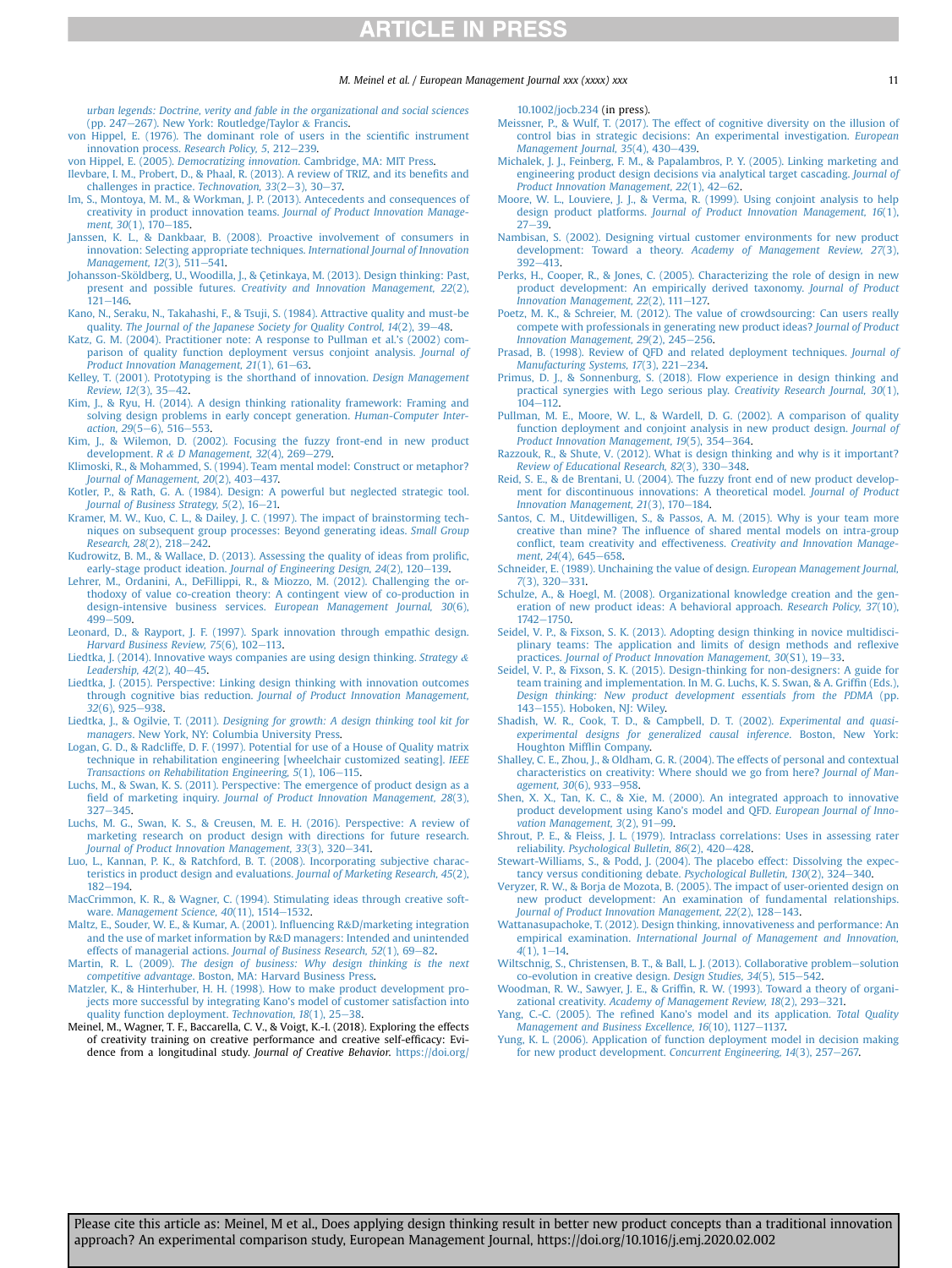*urban legends: Doctrine, verity and fable in the organizational and social sciences* (pp. 247–267). New York: Routledge/Taylor & Francis.

von Hippel, E. (1976). The dominant role of users in the scientific instrument innovation process. *Research Policy, 5*, 212–239.

von Hippel, E. (2005). *Democratizing innovation*. Cambridge, MA: MIT Press.

Ilevbare, I. M., Probert, D., & Phaal, R. (2013). A review of TRIZ, and its benefits and challenges in practice. *Technovation, 33*(2–3), 30–37.

Im, S., Montoya, M. M., & Workman, J. P. (2013). Antecedents and consequences of creativity in product innovation teams. *Journal of Product Innovation Management, 30*(1), 170–185.

Janssen, K. L., & Dankbaar, B. (2008). Proactive involvement of consumers in innovation: Selecting appropriate techniques. *International Journal of Innovation Management, 12*(3), 511–541.

Johansson-Sköldberg, U., Woodilla, J., & Çetinkaya, M. (2013). Design thinking: Past, present and possible futures. *Creativity and Innovation Management, 22*(2), 121–146.

Kano, N., Seraku, N., Takahashi, F., & Tsuji, S. (1984). Attractive quality and must-be quality. *The Journal of the Japanese Society for Quality Control, 14*(2), 39–48.

Katz, G. M. (2004). Practitioner note: A response to Pullman et al.'s (2002) comparison of quality function deployment versus conjoint analysis. *Journal of Product Innovation Management, 21*(1), 61–63.

Kelley, T. (2001). Prototyping is the shorthand of innovation. *Design Management Review, 12*(3), 35–42.

Kim, J., & Ryu, H. (2014). A design thinking rationality framework: Framing and solving design problems in early concept generation. *Human-Computer Interaction, 29*(5–6), 516–553.

Kim, J., & Wilemon, D. (2002). Focusing the fuzzy front-end in new product development. *R & D Management, 32*(4), 269–279.

Klimoski, R., & Mohammed, S. (1994). Team mental model: Construct or metaphor? *Journal of Management, 20*(2), 403–437.

Kotler, P., & Rath, G. A. (1984). Design: A powerful but neglected strategic tool. *Journal of Business Strategy, 5*(2), 16–21.

Kramer, M. W., Kuo, C. L., & Dailey, J. C. (1997). The impact of brainstorming techniques on subsequent group processes: Beyond generating ideas. *Small Group Research, 28*(2), 218–242.

Kudrowitz, B. M., & Wallace, D. (2013). Assessing the quality of ideas from prolific, early-stage product ideation. *Journal of Engineering Design, 24*(2), 120–139.

Lehrer, M., Ordanini, A., DeFillippi, R., & Miozzo, M. (2012). Challenging the orthodoxy of value co-creation theory: A contingent view of co-production in design-intensive business services. *European Management Journal, 30*(6), 499–509.

Leonard, D., & Rayport, J. F. (1997). Spark innovation through empathic design. *Harvard Business Review, 75*(6), 102–113.

Liedtka, J. (2014). Innovative ways companies are using design thinking. *Strategy & Leadership, 42*(2), 40–45.

Liedtka, J. (2015). Perspective: Linking design thinking with innovation outcomes through cognitive bias reduction. *Journal of Product Innovation Management, 32*(6), 925–938.

Liedtka, J., & Ogilvie, T. (2011). *Designing for growth: A design thinking tool kit for managers*. New York, NY: Columbia University Press.

Logan, G. D., & Radcliffe, D. F. (1997). Potential for use of a House of Quality matrix technique in rehabilitation engineering [wheelchair customized seating]. *IEEE Transactions on Rehabilitation Engineering, 5*(1), 106–115.

Luchs, M., & Swan, K. S. (2011). Perspective: The emergence of product design as a field of marketing inquiry. *Journal of Product Innovation Management, 28*(3), 327–345.

Luchs, M. G., Swan, K. S., & Creusen, M. E. H. (2016). Perspective: A review of marketing research on product design with directions for future research. *Journal of Product Innovation Management, 33*(3), 320–341.

Luo, L., Kannan, P. K., & Ratchford, B. T. (2008). Incorporating subjective characteristics in product design and evaluations. *Journal of Marketing Research, 45*(2), 182–194.

MacCrimmon, K. R., & Wagner, C. (1994). Stimulating ideas through creative software. *Management Science, 40*(11), 1514–1532.

Maltz, E., Souder, W. E., & Kumar, A. (2001). Influencing R&D/marketing integration and the use of market information by R&D managers: Intended and unintended effects of managerial actions. *Journal of Business Research, 52*(1), 69–82.

Martin, R. L. (2009). *The design of business: Why design thinking is the next competitive advantage*. Boston, MA: Harvard Business Press.

Matzler, K., & Hinterhuber, H. H. (1998). How to make product development projects more successful by integrating Kano's model of customer satisfaction into quality function deployment. *Technovation, 18*(1), 25–38.

Meinel, M., Wagner, T. F., Baccarella, C. V., & Voigt, K.-I. (2018). Exploring the effects of creativity training on creative performance and creative self-efficacy: Evidence from a longitudinal study. *Journal of Creative Behavior*. https://doi.org/10.1002/jocb.234 (in press).

Meissner, P., & Wulf, T. (2017). The effect of cognitive diversity on the illusion of control bias in strategic decisions: An experimental investigation. *European Management Journal, 35*(4), 430–439.

Michalek, J. J., Feinberg, F. M., & Papalambros, P. Y. (2005). Linking marketing and engineering product design decisions via analytical target cascading. *Journal of Product Innovation Management, 22*(1), 42–62.

Moore, W. L., Louviere, J. J., & Verma, R. (1999). Using conjoint analysis to help design product platforms. *Journal of Product Innovation Management, 16*(1), 27–39.

Nambisan, S. (2002). Designing virtual customer environments for new product development: Toward a theory. *Academy of Management Review, 27*(3), 392–413.

Perks, H., Cooper, R., & Jones, C. (2005). Characterizing the role of design in new product development: An empirically derived taxonomy. *Journal of Product Innovation Management, 22*(2), 111–127.

Poetz, M. K., & Schreier, M. (2012). The value of crowdsourcing: Can users really compete with professionals in generating new product ideas? *Journal of Product Innovation Management, 29*(2), 245–256.

Prasad, B. (1998). Review of QFD and related deployment techniques. *Journal of Manufacturing Systems, 17*(3), 221–234.

Primus, D. J., & Sonnenburg, S. (2018). Flow experience in design thinking and practical synergies with Lego serious play. *Creativity Research Journal, 30*(1), 104–112.

Pullman, M. E., Moore, W. L., & Wardell, D. G. (2002). A comparison of quality function deployment and conjoint analysis in new product design. *Journal of Product Innovation Management, 19*(5), 354–364.

Razzouk, R., & Shute, V. (2012). What is design thinking and why is it important? *Review of Educational Research, 82*(3), 330–348.

Reid, S. E., & de Brentani, U. (2004). The fuzzy front end of new product development for discontinuous innovations: A theoretical model. *Journal of Product Innovation Management, 21*(3), 170–184.

Santos, C. M., Uitdewilligen, S., & Passos, A. M. (2015). Why is your team more creative than mine? The influence of shared mental models on intra-group conflict, team creativity and effectiveness. *Creativity and Innovation Management, 24*(4), 645–658.

Schneider, E. (1989). Unchaining the value of design. *European Management Journal, 7*(3), 320–331.

Schulze, A., & Hoegl, M. (2008). Organizational knowledge creation and the generation of new product ideas: A behavioral approach. *Research Policy, 37*(10), 1742–1750.

Seidel, V. P., & Fixson, S. K. (2013). Adopting design thinking in novice multidisciplinary teams: The application and limits of design methods and reflexive practices. *Journal of Product Innovation Management, 30*(S1), 19–33.

Seidel, V. P., & Fixson, S. K. (2015). Design-thinking for non-designers: A guide for team training and implementation. In M. G. Luchs, K. S. Swan, & A. Griffin (Eds.), *Design thinking: New product development essentials from the PDMA* (pp. 143–155). Hoboken, NJ: Wiley.

Shadish, W. R., Cook, T. D., & Campbell, D. T. (2002). *Experimental and quasi-experimental designs for generalized causal inference*. Boston, New York: Houghton Mifflin Company.

Shalley, C. E., Zhou, J., & Oldham, G. R. (2004). The effects of personal and contextual characteristics on creativity: Where should we go from here? *Journal of Management, 30*(6), 933–958.

Shen, X. X., Tan, K. C., & Xie, M. (2000). An integrated approach to innovative product development using Kano's model and QFD. *European Journal of Innovation Management, 3*(2), 91–99.

Shrout, P. E., & Fleiss, J. L. (1979). Intraclass correlations: Uses in assessing rater reliability. *Psychological Bulletin, 86*(2), 420–428.

Stewart-Williams, S., & Podd, J. (2004). The placebo effect: Dissolving the expectancy versus conditioning debate. *Psychological Bulletin, 130*(2), 324–340.

Veryzer, R. W., & Borja de Mozota, B. (2005). The impact of user-oriented design on new product development: An examination of fundamental relationships. *Journal of Product Innovation Management, 22*(2), 128–143.

Wattanasupachoke, T. (2012). Design thinking, innovativeness and performance: An empirical examination. *International Journal of Management and Innovation, 4*(1), 1–14.

Wiltschnig, S., Christensen, B. T., & Ball, L. J. (2013). Collaborative problem–solution co-evolution in creative design. *Design Studies, 34*(5), 515–542.

Woodman, R. W., Sawyer, J. E., & Griffin, R. W. (1993). Toward a theory of organizational creativity. *Academy of Management Review, 18*(2), 293–321.

Yang, C.-C. (2005). The refined Kano's model and its application. *Total Quality Management and Business Excellence, 16*(10), 1127–1137.

Yung, K. L. (2006). Application of function deployment model in decision making for new product development. *Concurrent Engineering, 14*(3), 257–267.